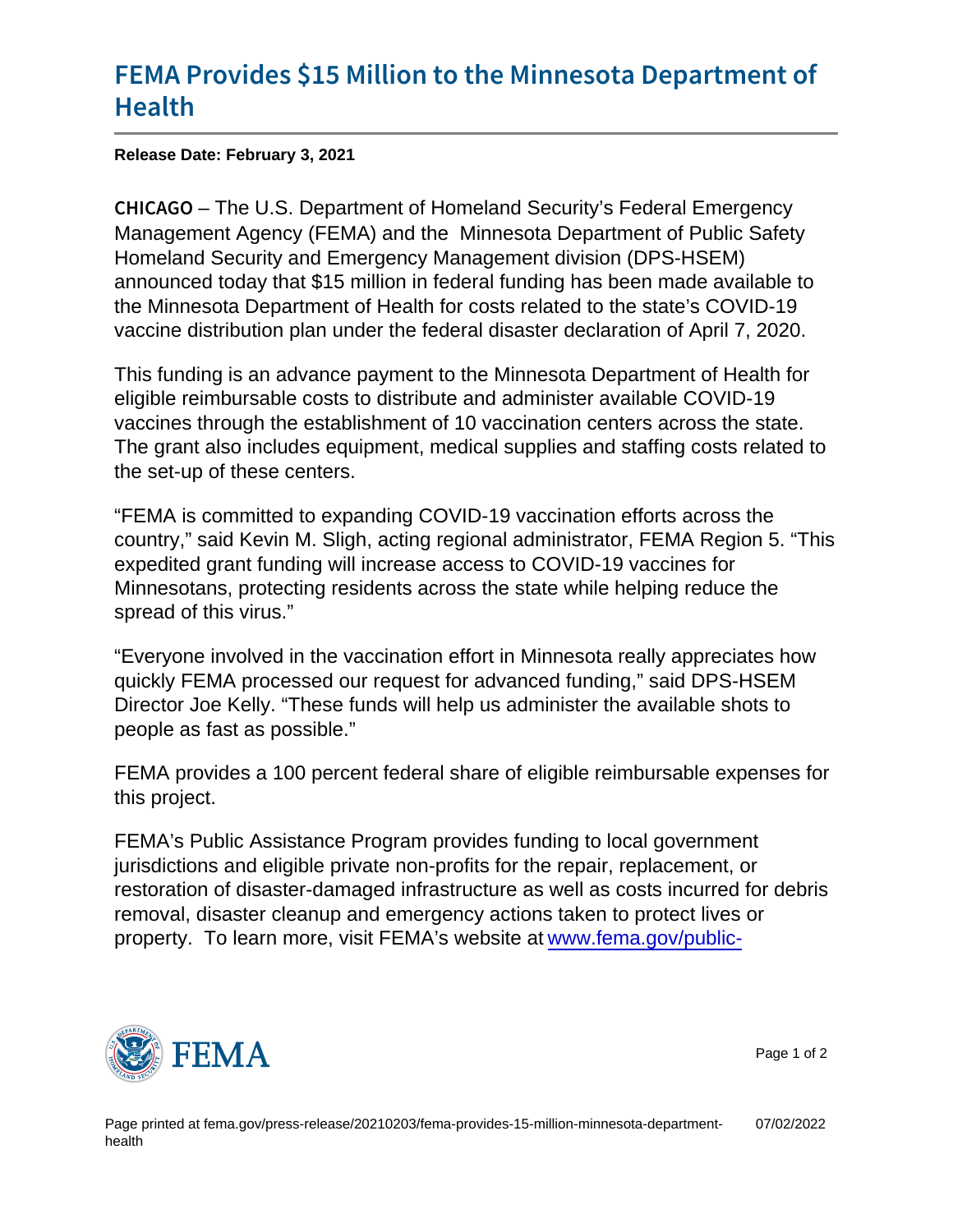# FEMA Provides $15 Million to the Minnesota Department of Health

**Release Date: February 3, 2021**

CHICAGO – The U.S. Department of Homeland Security's Federal Emergency Management Agency (FEMA) and the  Minnesota Department of Public Safety Homeland Security and Emergency Management division (DPS-HSEM) announced today that $15 million in federal funding has been made available to the Minnesota Department of Health for costs related to the state's COVID-19 vaccine distribution plan under the federal disaster declaration of April 7, 2020.

This funding is an advance payment to the Minnesota Department of Health for eligible reimbursable costs to distribute and administer available COVID-19 vaccines through the establishment of 10 vaccination centers across the state. The grant also includes equipment, medical supplies and staffing costs related to the set-up of these centers.

"FEMA is committed to expanding COVID-19 vaccination efforts across the country," said Kevin M. Sligh, acting regional administrator, FEMA Region 5. "This expedited grant funding will increase access to COVID-19 vaccines for Minnesotans, protecting residents across the state while helping reduce the spread of this virus."

"Everyone involved in the vaccination effort in Minnesota really appreciates how quickly FEMA processed our request for advanced funding," said DPS-HSEM Director Joe Kelly. "These funds will help us administer the available shots to people as fast as possible."

FEMA provides a 100 percent federal share of eligible reimbursable expenses for this project.

FEMA's Public Assistance Program provides funding to local government jurisdictions and eligible private non-profits for the repair, replacement, or restoration of disaster-damaged infrastructure as well as costs incurred for debris removal, disaster cleanup and emergency actions taken to protect lives or property.  To learn more, visit FEMA's website at www.fema.gov/public-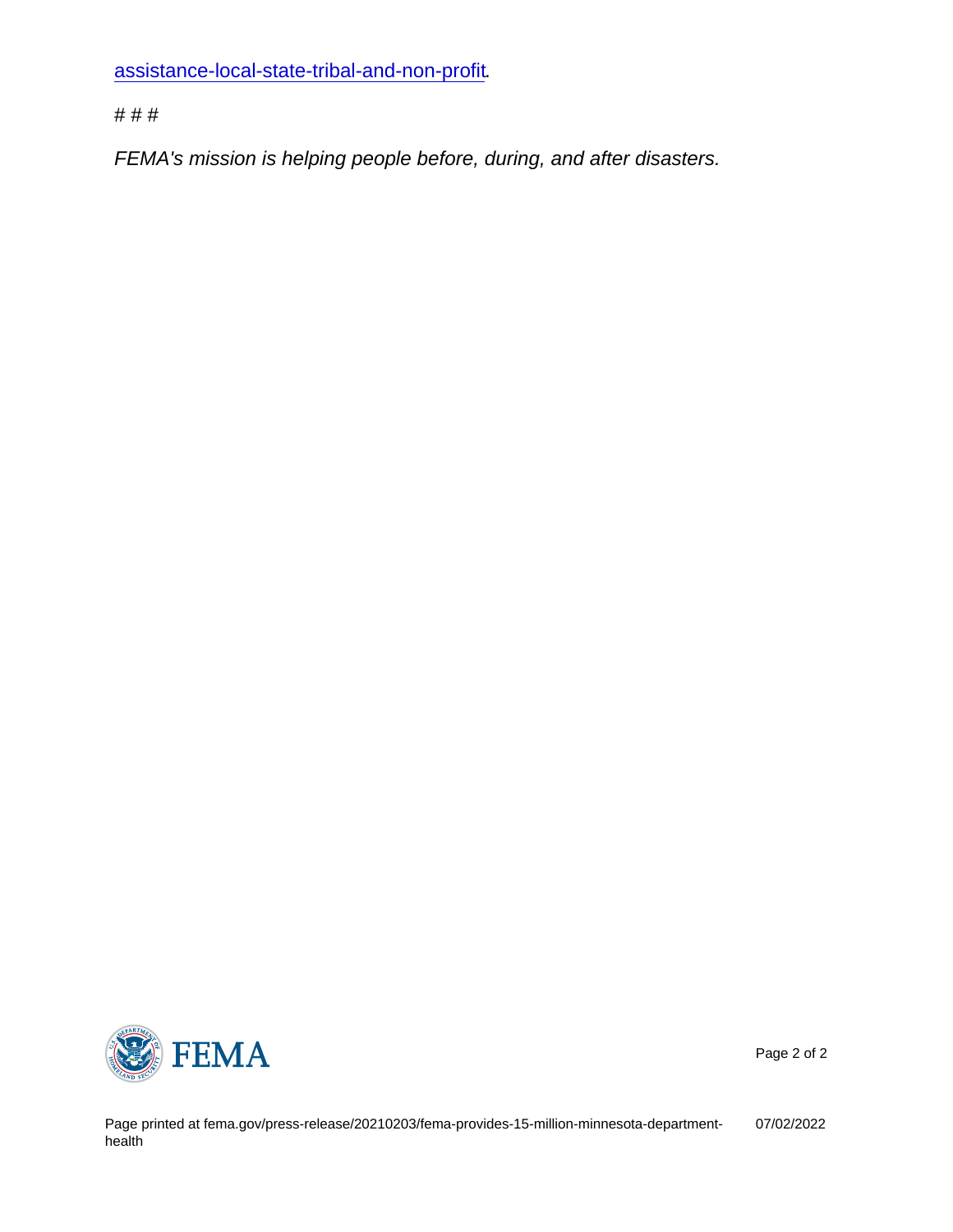assistance-local-state-tribal-and-non-profit.

# # #

*FEMA's mission is helping people before, during, and after disasters.*